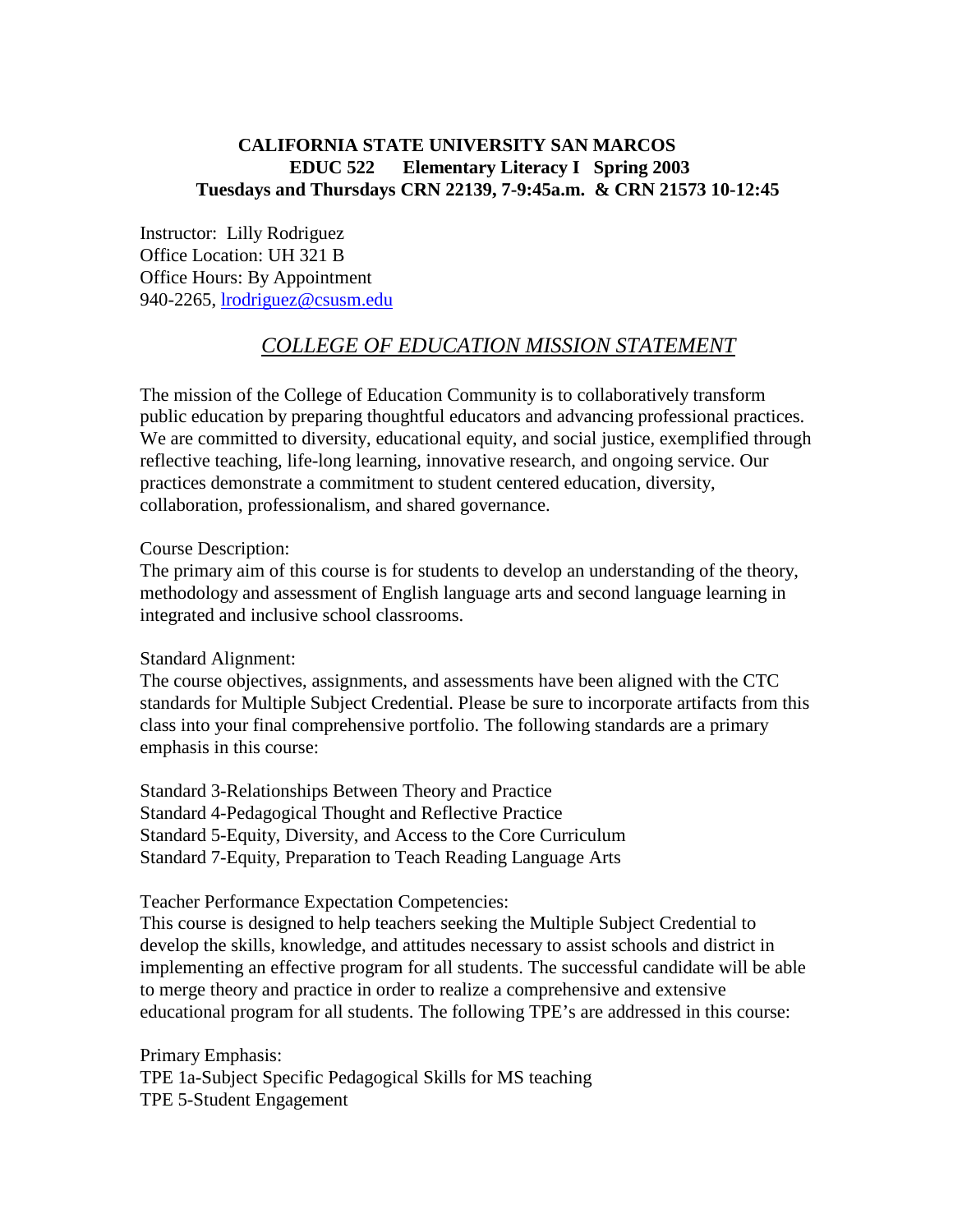**CALIFORNIA STATE UNIVERSITY SAN MARCOS**
**EDUC 522 Elementary Literacy I Spring 2003**
**Tuesdays and Thursdays CRN 22139, 7-9:45a.m. & CRN 21573 10-12:45**

Instructor: Lilly Rodriguez
Office Location: UH 321 B
Office Hours: By Appointment
940-2265, lrodriguez@csusm.edu

## *COLLEGE OF EDUCATION MISSION STATEMENT*

The mission of the College of Education Community is to collaboratively transform public education by preparing thoughtful educators and advancing professional practices. We are committed to diversity, educational equity, and social justice, exemplified through reflective teaching, life-long learning, innovative research, and ongoing service. Our practices demonstrate a commitment to student centered education, diversity, collaboration, professionalism, and shared governance.

Course Description:
The primary aim of this course is for students to develop an understanding of the theory, methodology and assessment of English language arts and second language learning in integrated and inclusive school classrooms.

Standard Alignment:
The course objectives, assignments, and assessments have been aligned with the CTC standards for Multiple Subject Credential. Please be sure to incorporate artifacts from this class into your final comprehensive portfolio. The following standards are a primary emphasis in this course:

Standard 3-Relationships Between Theory and Practice
Standard 4-Pedagogical Thought and Reflective Practice
Standard 5-Equity, Diversity, and Access to the Core Curriculum
Standard 7-Equity, Preparation to Teach Reading Language Arts

Teacher Performance Expectation Competencies:
This course is designed to help teachers seeking the Multiple Subject Credential to develop the skills, knowledge, and attitudes necessary to assist schools and district in implementing an effective program for all students. The successful candidate will be able to merge theory and practice in order to realize a comprehensive and extensive educational program for all students. The following TPE's are addressed in this course:

Primary Emphasis:
TPE 1a-Subject Specific Pedagogical Skills for MS teaching
TPE 5-Student Engagement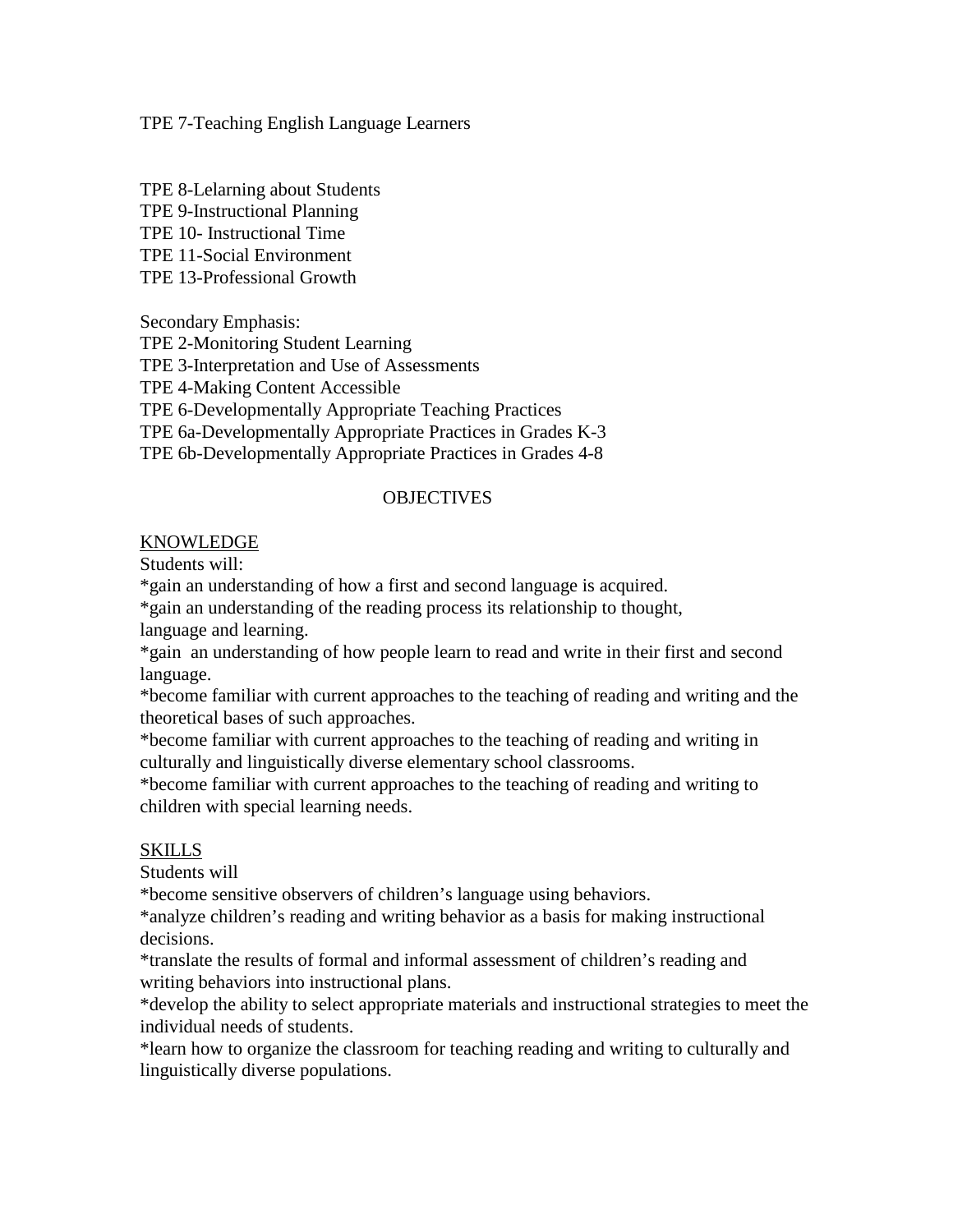TPE 7-Teaching English Language Learners

TPE 8-Lelarning about Students
TPE 9-Instructional Planning
TPE 10- Instructional Time
TPE 11-Social Environment
TPE 13-Professional Growth

Secondary Emphasis:
TPE 2-Monitoring Student Learning
TPE 3-Interpretation and Use of Assessments
TPE 4-Making Content Accessible
TPE 6-Developmentally Appropriate Teaching Practices
TPE 6a-Developmentally Appropriate Practices in Grades K-3
TPE 6b-Developmentally Appropriate Practices in Grades 4-8

## OBJECTIVES

<u>KNOWLEDGE</u>
Students will:
*gain an understanding of how a first and second language is acquired.
*gain an understanding of the reading process its relationship to thought, language and learning.
*gain an understanding of how people learn to read and write in their first and second language.
*become familiar with current approaches to the teaching of reading and writing and the theoretical bases of such approaches.
*become familiar with current approaches to the teaching of reading and writing in culturally and linguistically diverse elementary school classrooms.
*become familiar with current approaches to the teaching of reading and writing to children with special learning needs.

<u>SKILLS</u>
Students will
*become sensitive observers of children's language using behaviors.
*analyze children's reading and writing behavior as a basis for making instructional decisions.
*translate the results of formal and informal assessment of children's reading and writing behaviors into instructional plans.
*develop the ability to select appropriate materials and instructional strategies to meet the individual needs of students.
*learn how to organize the classroom for teaching reading and writing to culturally and linguistically diverse populations.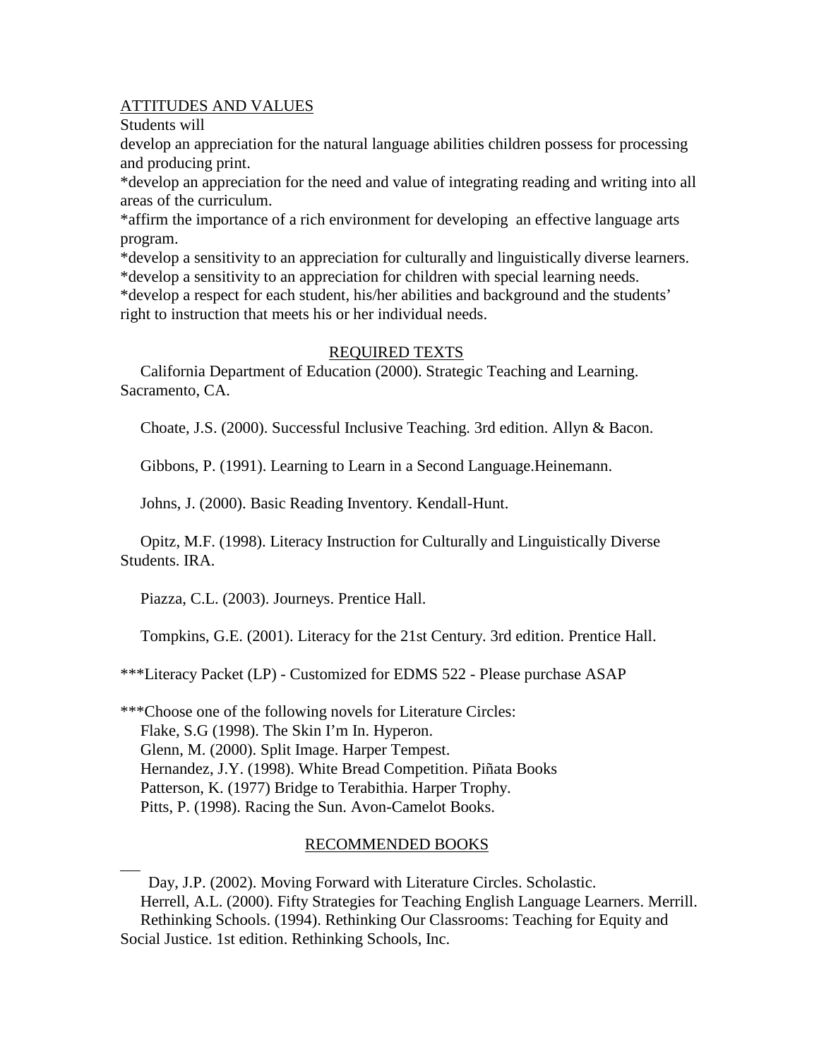ATTITUDES AND VALUES

Students will

develop an appreciation for the natural language abilities children possess for processing and producing print.

*develop an appreciation for the need and value of integrating reading and writing into all areas of the curriculum.

*affirm the importance of a rich environment for developing an effective language arts program.

*develop a sensitivity to an appreciation for culturally and linguistically diverse learners.

*develop a sensitivity to an appreciation for children with special learning needs.

*develop a respect for each student, his/her abilities and background and the students' right to instruction that meets his or her individual needs.

## REQUIRED TEXTS

California Department of Education (2000). Strategic Teaching and Learning. Sacramento, CA.

Choate, J.S. (2000). Successful Inclusive Teaching. 3rd edition. Allyn & Bacon.

Gibbons, P. (1991). Learning to Learn in a Second Language.Heinemann.

Johns, J. (2000). Basic Reading Inventory. Kendall-Hunt.

Opitz, M.F. (1998). Literacy Instruction for Culturally and Linguistically Diverse Students. IRA.

Piazza, C.L. (2003). Journeys. Prentice Hall.

Tompkins, G.E. (2001). Literacy for the 21st Century. 3rd edition. Prentice Hall.

***Literacy Packet (LP) - Customized for EDMS 522 - Please purchase ASAP

***Choose one of the following novels for Literature Circles:

Flake, S.G (1998). The Skin I'm In. Hyperon.
Glenn, M. (2000). Split Image. Harper Tempest.
Hernandez, J.Y. (1998). White Bread Competition. Piñata Books
Patterson, K. (1977) Bridge to Terabithia. Harper Trophy.
Pitts, P. (1998). Racing the Sun. Avon-Camelot Books.

## RECOMMENDED BOOKS

Day, J.P. (2002). Moving Forward with Literature Circles. Scholastic.
Herrell, A.L. (2000). Fifty Strategies for Teaching English Language Learners. Merrill.
Rethinking Schools. (1994). Rethinking Our Classrooms: Teaching for Equity and Social Justice. 1st edition. Rethinking Schools, Inc.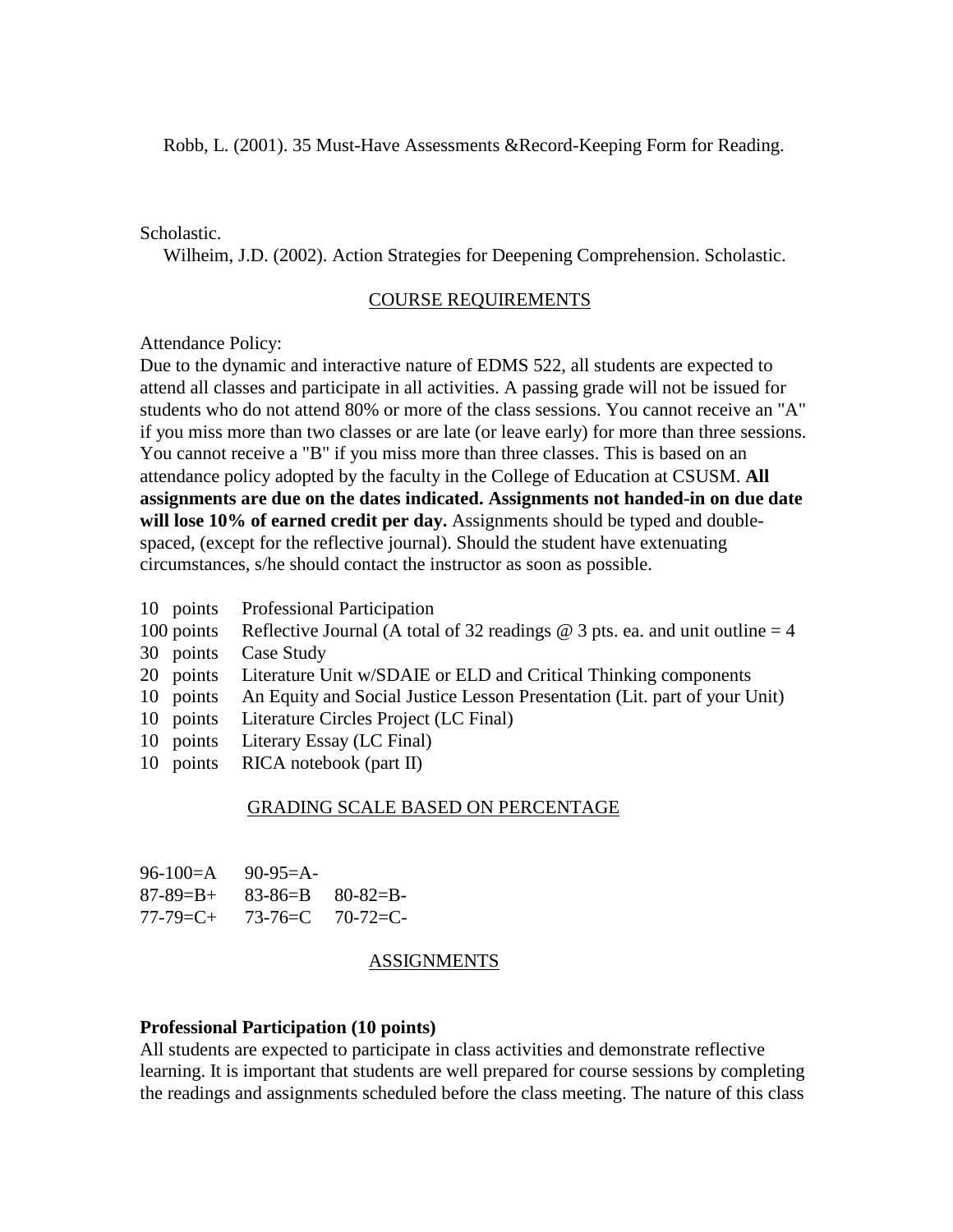Robb, L. (2001). 35 Must-Have Assessments &Record-Keeping Form for Reading.

Scholastic.

Wilheim, J.D. (2002). Action Strategies for Deepening Comprehension. Scholastic.

## COURSE REQUIREMENTS

Attendance Policy:
Due to the dynamic and interactive nature of EDMS 522, all students are expected to attend all classes and participate in all activities. A passing grade will not be issued for students who do not attend 80% or more of the class sessions. You cannot receive an "A" if you miss more than two classes or are late (or leave early) for more than three sessions. You cannot receive a "B" if you miss more than three classes. This is based on an attendance policy adopted by the faculty in the College of Education at CSUSM. **All assignments are due on the dates indicated. Assignments not handed-in on due date will lose 10% of earned credit per day.** Assignments should be typed and double-spaced, (except for the reflective journal). Should the student have extenuating circumstances, s/he should contact the instructor as soon as possible.

- 10 points Professional Participation
- 100 points Reflective Journal (A total of 32 readings @ 3 pts. ea. and unit outline = 4
- 30 points Case Study
- 20 points Literature Unit w/SDAIE or ELD and Critical Thinking components
- 10 points An Equity and Social Justice Lesson Presentation (Lit. part of your Unit)
- 10 points Literature Circles Project (LC Final)
- 10 points Literary Essay (LC Final)
- 10 points RICA notebook (part II)

## GRADING SCALE BASED ON PERCENTAGE

| | | |
|---|---|---|
| 96-100=A | 90-95=A- | |
| 87-89=B+ | 83-86=B | 80-82=B- |
| 77-79=C+ | 73-76=C | 70-72=C- |

## ASSIGNMENTS

**Professional Participation (10 points)**
All students are expected to participate in class activities and demonstrate reflective learning. It is important that students are well prepared for course sessions by completing the readings and assignments scheduled before the class meeting. The nature of this class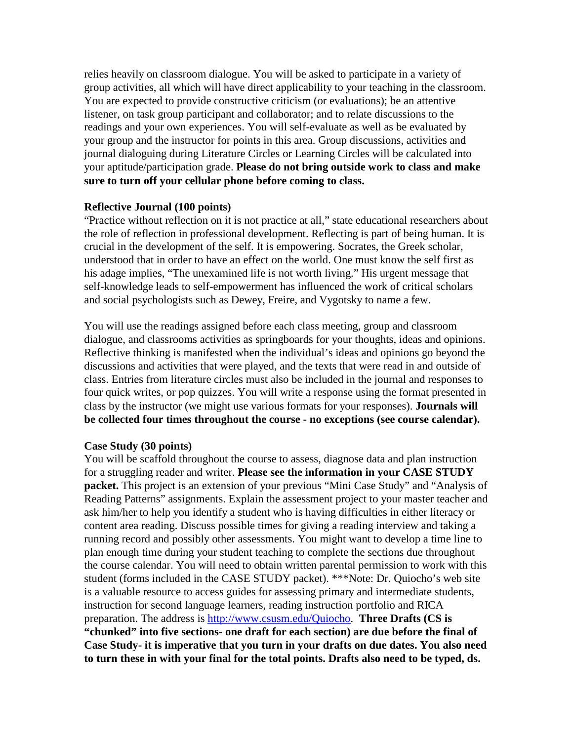relies heavily on classroom dialogue. You will be asked to participate in a variety of group activities, all which will have direct applicability to your teaching in the classroom. You are expected to provide constructive criticism (or evaluations); be an attentive listener, on task group participant and collaborator; and to relate discussions to the readings and your own experiences. You will self-evaluate as well as be evaluated by your group and the instructor for points in this area. Group discussions, activities and journal dialoguing during Literature Circles or Learning Circles will be calculated into your aptitude/participation grade. **Please do not bring outside work to class and make sure to turn off your cellular phone before coming to class.**

**Reflective Journal (100 points)**

"Practice without reflection on it is not practice at all," state educational researchers about the role of reflection in professional development. Reflecting is part of being human. It is crucial in the development of the self. It is empowering. Socrates, the Greek scholar, understood that in order to have an effect on the world. One must know the self first as his adage implies, "The unexamined life is not worth living." His urgent message that self-knowledge leads to self-empowerment has influenced the work of critical scholars and social psychologists such as Dewey, Freire, and Vygotsky to name a few.

You will use the readings assigned before each class meeting, group and classroom dialogue, and classrooms activities as springboards for your thoughts, ideas and opinions. Reflective thinking is manifested when the individual's ideas and opinions go beyond the discussions and activities that were played, and the texts that were read in and outside of class. Entries from literature circles must also be included in the journal and responses to four quick writes, or pop quizzes. You will write a response using the format presented in class by the instructor (we might use various formats for your responses). **Journals will be collected four times throughout the course - no exceptions (see course calendar).**

**Case Study (30 points)**

You will be scaffold throughout the course to assess, diagnose data and plan instruction for a struggling reader and writer. **Please see the information in your CASE STUDY packet.** This project is an extension of your previous "Mini Case Study" and "Analysis of Reading Patterns" assignments. Explain the assessment project to your master teacher and ask him/her to help you identify a student who is having difficulties in either literacy or content area reading. Discuss possible times for giving a reading interview and taking a running record and possibly other assessments. You might want to develop a time line to plan enough time during your student teaching to complete the sections due throughout the course calendar. You will need to obtain written parental permission to work with this student (forms included in the CASE STUDY packet). ***Note: Dr. Quiocho's web site is a valuable resource to access guides for assessing primary and intermediate students, instruction for second language learners, reading instruction portfolio and RICA preparation. The address is http://www.csusm.edu/Quiocho. **Three Drafts (CS is "chunked" into five sections- one draft for each section) are due before the final of Case Study- it is imperative that you turn in your drafts on due dates. You also need to turn these in with your final for the total points. Drafts also need to be typed, ds.**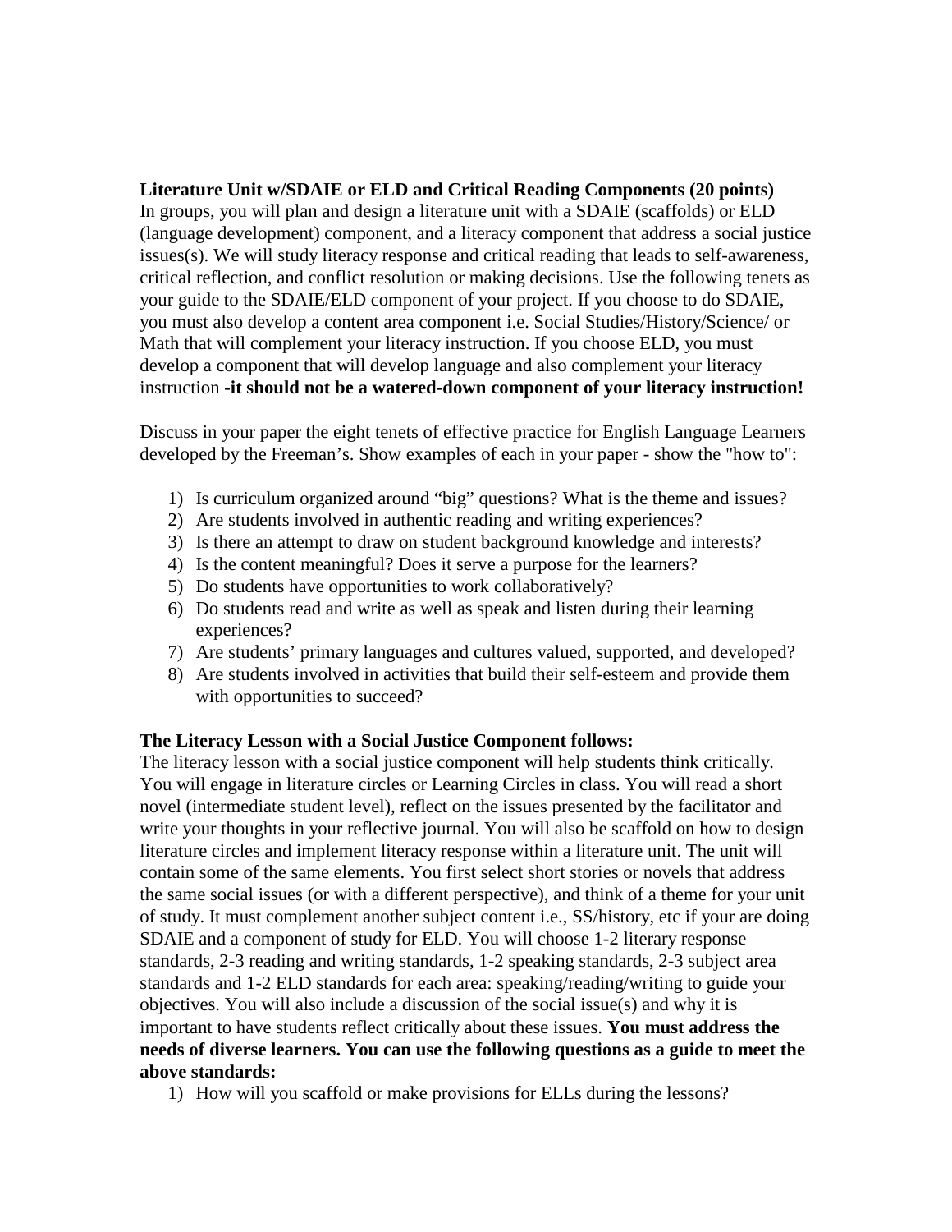**Literature Unit w/SDAIE or ELD and Critical Reading Components (20 points)**
In groups, you will plan and design a literature unit with a SDAIE (scaffolds) or ELD (language development) component, and a literacy component that address a social justice issues(s). We will study literacy response and critical reading that leads to self-awareness, critical reflection, and conflict resolution or making decisions. Use the following tenets as your guide to the SDAIE/ELD component of your project. If you choose to do SDAIE, you must also develop a content area component i.e. Social Studies/History/Science/ or Math that will complement your literacy instruction. If you choose ELD, you must develop a component that will develop language and also complement your literacy instruction **-it should not be a watered-down component of your literacy instruction!**

Discuss in your paper the eight tenets of effective practice for English Language Learners developed by the Freeman's. Show examples of each in your paper - show the "how to":

1) Is curriculum organized around "big" questions? What is the theme and issues?
2) Are students involved in authentic reading and writing experiences?
3) Is there an attempt to draw on student background knowledge and interests?
4) Is the content meaningful? Does it serve a purpose for the learners?
5) Do students have opportunities to work collaboratively?
6) Do students read and write as well as speak and listen during their learning experiences?
7) Are students' primary languages and cultures valued, supported, and developed?
8) Are students involved in activities that build their self-esteem and provide them with opportunities to succeed?

**The Literacy Lesson with a Social Justice Component follows:**
The literacy lesson with a social justice component will help students think critically. You will engage in literature circles or Learning Circles in class. You will read a short novel (intermediate student level), reflect on the issues presented by the facilitator and write your thoughts in your reflective journal. You will also be scaffold on how to design literature circles and implement literacy response within a literature unit. The unit will contain some of the same elements. You first select short stories or novels that address the same social issues (or with a different perspective), and think of a theme for your unit of study. It must complement another subject content i.e., SS/history, etc if your are doing SDAIE and a component of study for ELD. You will choose 1-2 literary response standards, 2-3 reading and writing standards, 1-2 speaking standards, 2-3 subject area standards and 1-2 ELD standards for each area: speaking/reading/writing to guide your objectives. You will also include a discussion of the social issue(s) and why it is important to have students reflect critically about these issues. **You must address the needs of diverse learners. You can use the following questions as a guide to meet the above standards:**

1) How will you scaffold or make provisions for ELLs during the lessons?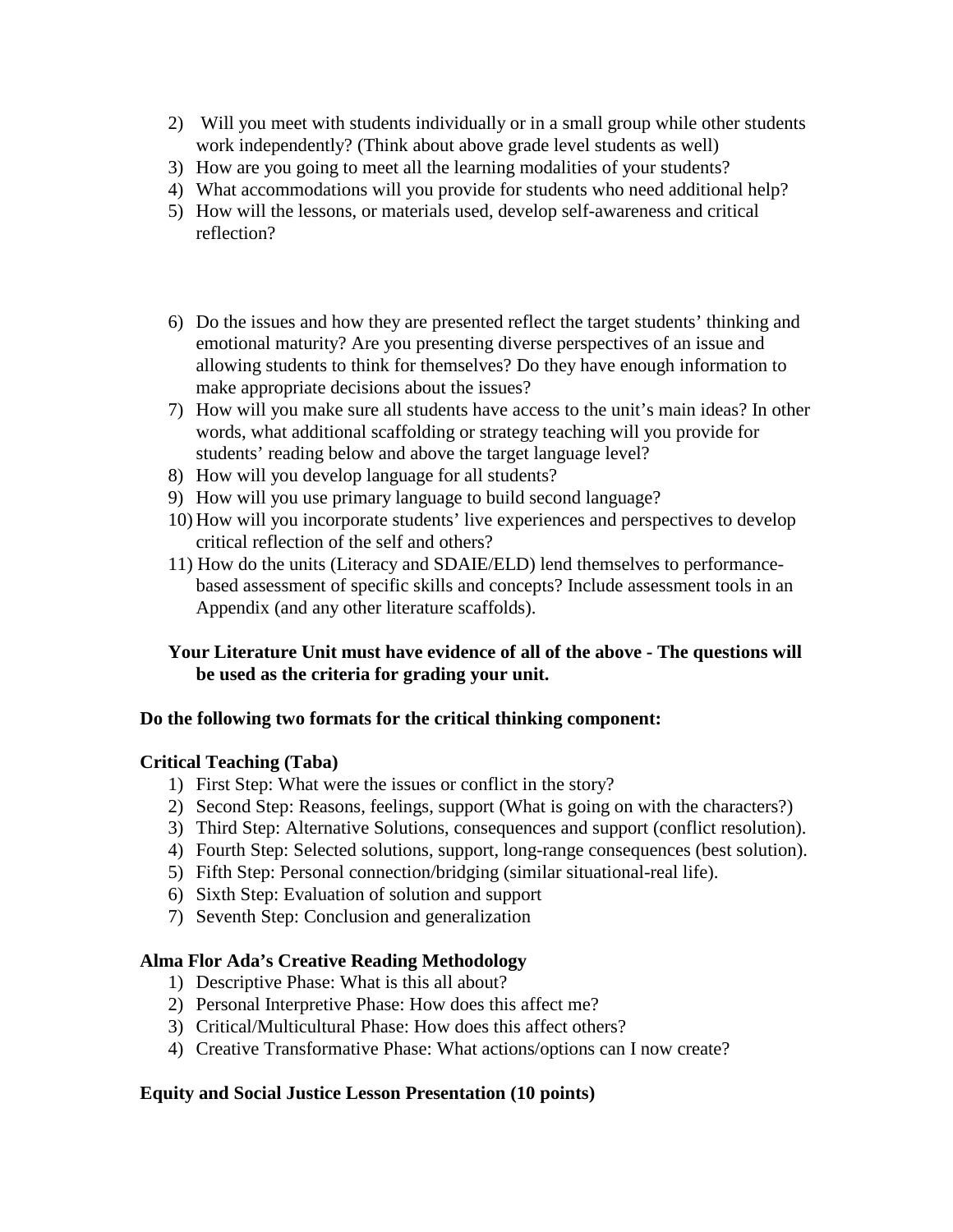2) Will you meet with students individually or in a small group while other students work independently? (Think about above grade level students as well)
3) How are you going to meet all the learning modalities of your students?
4) What accommodations will you provide for students who need additional help?
5) How will the lessons, or materials used, develop self-awareness and critical reflection?

6) Do the issues and how they are presented reflect the target students' thinking and emotional maturity? Are you presenting diverse perspectives of an issue and allowing students to think for themselves? Do they have enough information to make appropriate decisions about the issues?
7) How will you make sure all students have access to the unit's main ideas? In other words, what additional scaffolding or strategy teaching will you provide for students' reading below and above the target language level?
8) How will you develop language for all students?
9) How will you use primary language to build second language?
10) How will you incorporate students' live experiences and perspectives to develop critical reflection of the self and others?
11) How do the units (Literacy and SDAIE/ELD) lend themselves to performance-based assessment of specific skills and concepts? Include assessment tools in an Appendix (and any other literature scaffolds).

**Your Literature Unit must have evidence of all of the above - The questions will be used as the criteria for grading your unit.**

**Do the following two formats for the critical thinking component:**

**Critical Teaching (Taba)**

1) First Step: What were the issues or conflict in the story?
2) Second Step: Reasons, feelings, support (What is going on with the characters?)
3) Third Step: Alternative Solutions, consequences and support (conflict resolution).
4) Fourth Step: Selected solutions, support, long-range consequences (best solution).
5) Fifth Step: Personal connection/bridging (similar situational-real life).
6) Sixth Step: Evaluation of solution and support
7) Seventh Step: Conclusion and generalization

**Alma Flor Ada's Creative Reading Methodology**

1) Descriptive Phase: What is this all about?
2) Personal Interpretive Phase: How does this affect me?
3) Critical/Multicultural Phase: How does this affect others?
4) Creative Transformative Phase: What actions/options can I now create?

**Equity and Social Justice Lesson Presentation (10 points)**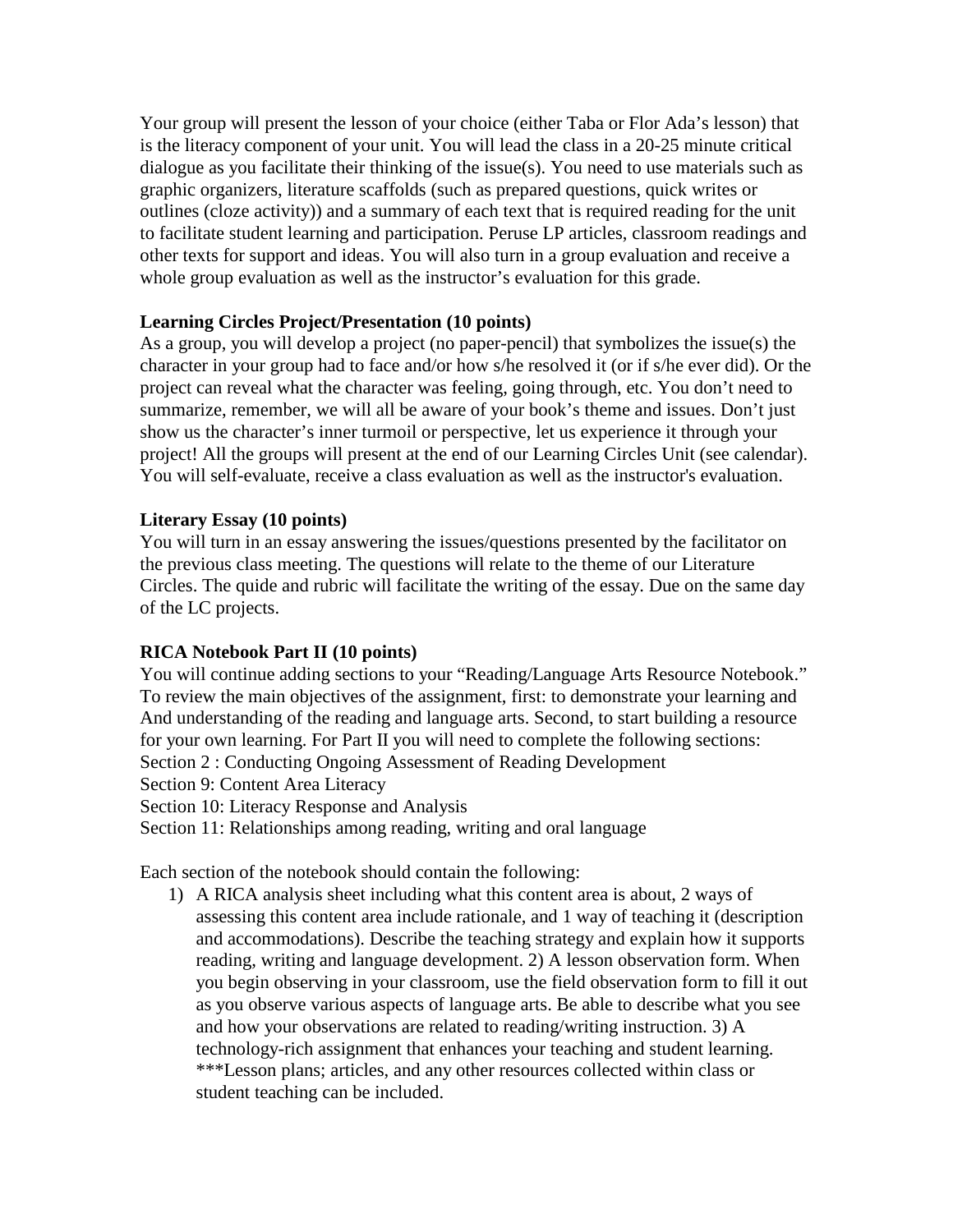Your group will present the lesson of your choice (either Taba or Flor Ada's lesson) that is the literacy component of your unit. You will lead the class in a 20-25 minute critical dialogue as you facilitate their thinking of the issue(s). You need to use materials such as graphic organizers, literature scaffolds (such as prepared questions, quick writes or outlines (cloze activity)) and a summary of each text that is required reading for the unit to facilitate student learning and participation. Peruse LP articles, classroom readings and other texts for support and ideas. You will also turn in a group evaluation and receive a whole group evaluation as well as the instructor's evaluation for this grade.

**Learning Circles Project/Presentation (10 points)**
As a group, you will develop a project (no paper-pencil) that symbolizes the issue(s) the character in your group had to face and/or how s/he resolved it (or if s/he ever did). Or the project can reveal what the character was feeling, going through, etc. You don't need to summarize, remember, we will all be aware of your book's theme and issues. Don't just show us the character's inner turmoil or perspective, let us experience it through your project! All the groups will present at the end of our Learning Circles Unit (see calendar). You will self-evaluate, receive a class evaluation as well as the instructor's evaluation.

**Literary Essay (10 points)**
You will turn in an essay answering the issues/questions presented by the facilitator on the previous class meeting. The questions will relate to the theme of our Literature Circles. The quide and rubric will facilitate the writing of the essay. Due on the same day of the LC projects.

**RICA Notebook Part II (10 points)**
You will continue adding sections to your "Reading/Language Arts Resource Notebook." To review the main objectives of the assignment, first: to demonstrate your learning and And understanding of the reading and language arts. Second, to start building a resource for your own learning. For Part II you will need to complete the following sections:
Section 2 : Conducting Ongoing Assessment of Reading Development
Section 9: Content Area Literacy
Section 10: Literacy Response and Analysis
Section 11: Relationships among reading, writing and oral language

Each section of the notebook should contain the following:

1) A RICA analysis sheet including what this content area is about, 2 ways of assessing this content area include rationale, and 1 way of teaching it (description and accommodations). Describe the teaching strategy and explain how it supports reading, writing and language development. 2) A lesson observation form. When you begin observing in your classroom, use the field observation form to fill it out as you observe various aspects of language arts. Be able to describe what you see and how your observations are related to reading/writing instruction. 3) A technology-rich assignment that enhances your teaching and student learning. ***Lesson plans; articles, and any other resources collected within class or student teaching can be included.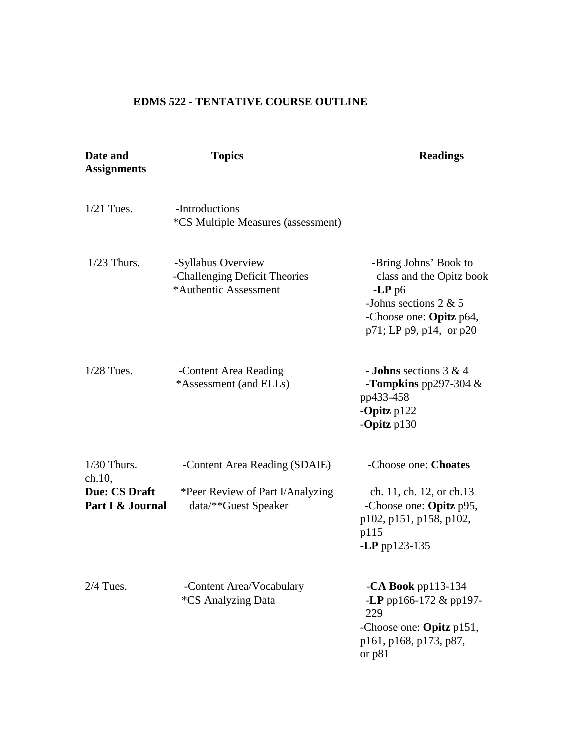# EDMS 522 - TENTATIVE COURSE OUTLINE

| Date and Assignments | Topics | Readings |
|---|---|---|
| 1/21 Tues. | -Introductions<br>*CS Multiple Measures (assessment) | |
| 1/23 Thurs. | -Syllabus Overview<br>-Challenging Deficit Theories<br>*Authentic Assessment | -Bring Johns' Book to class and the Opitz book<br>-**LP** p6<br>-Johns sections 2 & 5<br>-Choose one: **Opitz** p64, p71; LP p9, p14, or p20 |
| 1/28 Tues. | -Content Area Reading<br>*Assessment (and ELLs) | - **Johns** sections 3 & 4<br>-**Tompkins** pp297-304 & pp433-458<br>-**Opitz** p122<br>-**Opitz** p130 |
| 1/30 Thurs.<br>**Due: CS Draft Part I & Journal** | -Content Area Reading (SDAIE)<br>*Peer Review of Part I/Analyzing data/**Guest Speaker | -Choose one: **Choates** ch.10, ch. 11, ch. 12, or ch.13<br>-Choose one: **Opitz** p95, p102, p151, p158, p102, p115<br>-**LP** pp123-135 |
| 2/4 Tues. | -Content Area/Vocabulary<br>*CS Analyzing Data | -**CA Book** pp113-134<br>-**LP** pp166-172 & pp197-229<br>-Choose one: **Opitz** p151, p161, p168, p173, p87, or p81 |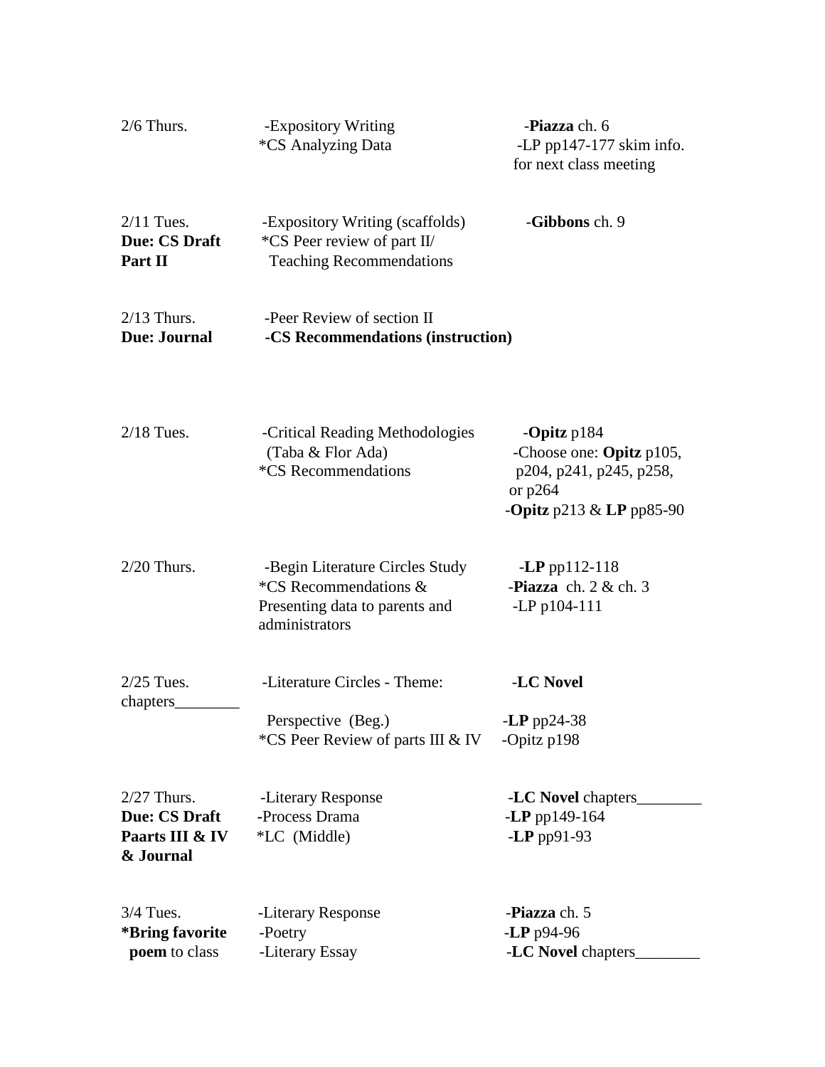| | | |
|---|---|---|
| 2/6 Thurs. | -Expository Writing<br>*CS Analyzing Data | -**Piazza** ch. 6<br>-LP pp147-177 skim info. for next class meeting |
| 2/11 Tues.<br>**Due: CS Draft Part II** | -Expository Writing (scaffolds)<br>*CS Peer review of part II/ Teaching Recommendations | -**Gibbons** ch. 9 |
| 2/13 Thurs.<br>**Due: Journal** | -Peer Review of section II<br>**-CS Recommendations (instruction)** | |
| 2/18 Tues. | -Critical Reading Methodologies (Taba & Flor Ada)<br>*CS Recommendations | -**Opitz** p184<br>-Choose one: **Opitz** p105, p204, p241, p245, p258, or p264<br>-**Opitz** p213 & **LP** pp85-90 |
| 2/20 Thurs. | -Begin Literature Circles Study<br>*CS Recommendations & Presenting data to parents and administrators | -**LP** pp112-118<br>-**Piazza** ch. 2 & ch. 3<br>-LP p104-111 |
| 2/25 Tues.<br>chapters________ | -Literature Circles - Theme: Perspective (Beg.)<br>*CS Peer Review of parts III & IV | -**LC Novel**<br>-**LP** pp24-38<br>-Opitz p198 |
| 2/27 Thurs.<br>**Due: CS Draft Paarts III & IV & Journal** | -Literary Response<br>-Process Drama<br>*LC (Middle) | -**LC Novel** chapters________<br>-**LP** pp149-164<br>-**LP** pp91-93 |
| 3/4 Tues.<br>***Bring favorite poem** to class | -Literary Response<br>-Poetry<br>-Literary Essay | -**Piazza** ch. 5<br>-**LP** p94-96<br>-**LC Novel** chapters________ |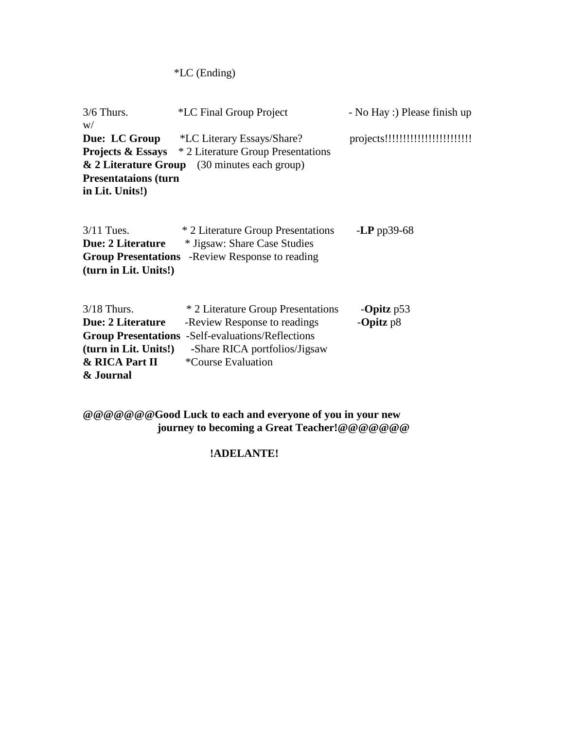| | | |
|---|---|---|
| | *LC (Ending) | |
| 3/6 Thurs. **Due: LC Group Projects & Essays & 2 Literature Group Presentataions (turn in Lit. Units!)** | *LC Final Group Project *LC Literary Essays/Share? * 2 Literature Group Presentations (30 minutes each group) | - No Hay :) Please finish up w/ projects!!!!!!!!!!!!!!!!!!!!!!!! |
| 3/11 Tues. **Due: 2 Literature Group Presentations (turn in Lit. Units!)** | * 2 Literature Group Presentations * Jigsaw: Share Case Studies -Review Response to reading | -**LP** pp39-68 |
| 3/18 Thurs. **Due: 2 Literature Group Presentations (turn in Lit. Units!) & RICA Part II & Journal** | * 2 Literature Group Presentations -Review Response to readings -Self-evaluations/Reflections -Share RICA portfolios/Jigsaw *Course Evaluation | -**Opitz** p53 -**Opitz** p8 |

**@@@@@@@Good Luck to each and everyone of you in your new journey to becoming a Great Teacher!@@@@@@@**

**!ADELANTE!**